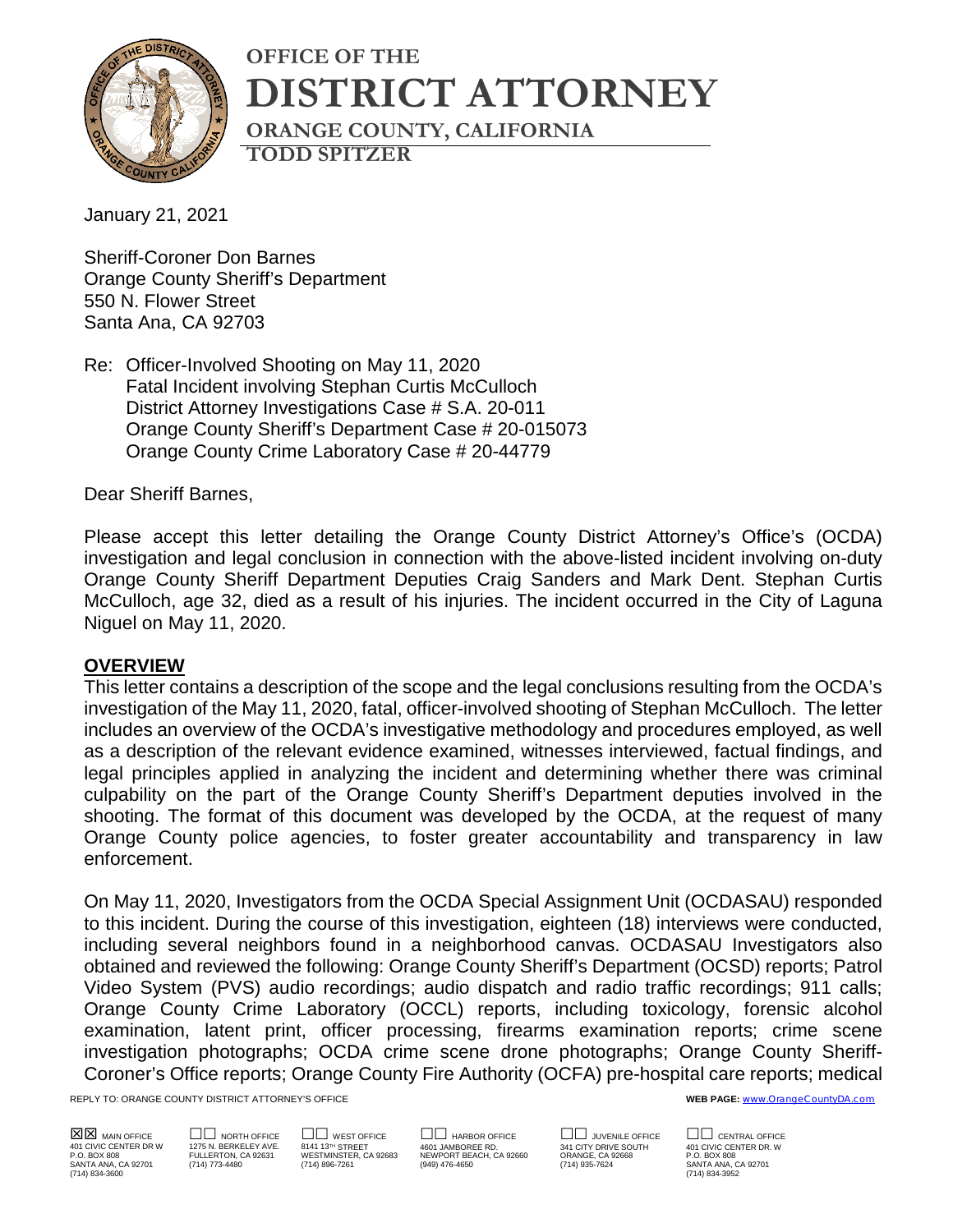# OFFICE OF THE DISTRICT ATTORNEY

## ORANGE COUNTY, CALIFORNIA

**TODD SPITZER**

January 21, 2021

Sheriff-Coroner Don Barnes
Orange County Sheriff's Department
550 N. Flower Street
Santa Ana, CA 92703

Re: Officer-Involved Shooting on May 11, 2020
Fatal Incident involving Stephan Curtis McCulloch
District Attorney Investigations Case # S.A. 20-011
Orange County Sheriff's Department Case # 20-015073
Orange County Crime Laboratory Case # 20-44779

Dear Sheriff Barnes,

Please accept this letter detailing the Orange County District Attorney's Office's (OCDA) investigation and legal conclusion in connection with the above-listed incident involving on-duty Orange County Sheriff Department Deputies Craig Sanders and Mark Dent. Stephan Curtis McCulloch, age 32, died as a result of his injuries. The incident occurred in the City of Laguna Niguel on May 11, 2020.

## OVERVIEW

This letter contains a description of the scope and the legal conclusions resulting from the OCDA's investigation of the May 11, 2020, fatal, officer-involved shooting of Stephan McCulloch. The letter includes an overview of the OCDA's investigative methodology and procedures employed, as well as a description of the relevant evidence examined, witnesses interviewed, factual findings, and legal principles applied in analyzing the incident and determining whether there was criminal culpability on the part of the Orange County Sheriff's Department deputies involved in the shooting. The format of this document was developed by the OCDA, at the request of many Orange County police agencies, to foster greater accountability and transparency in law enforcement.

On May 11, 2020, Investigators from the OCDA Special Assignment Unit (OCDASAU) responded to this incident. During the course of this investigation, eighteen (18) interviews were conducted, including several neighbors found in a neighborhood canvas. OCDASAU Investigators also obtained and reviewed the following: Orange County Sheriff's Department (OCSD) reports; Patrol Video System (PVS) audio recordings; audio dispatch and radio traffic recordings; 911 calls; Orange County Crime Laboratory (OCCL) reports, including toxicology, forensic alcohol examination, latent print, officer processing, firearms examination reports; crime scene investigation photographs; OCDA crime scene drone photographs; Orange County Sheriff-Coroner's Office reports; Orange County Fire Authority (OCFA) pre-hospital care reports; medical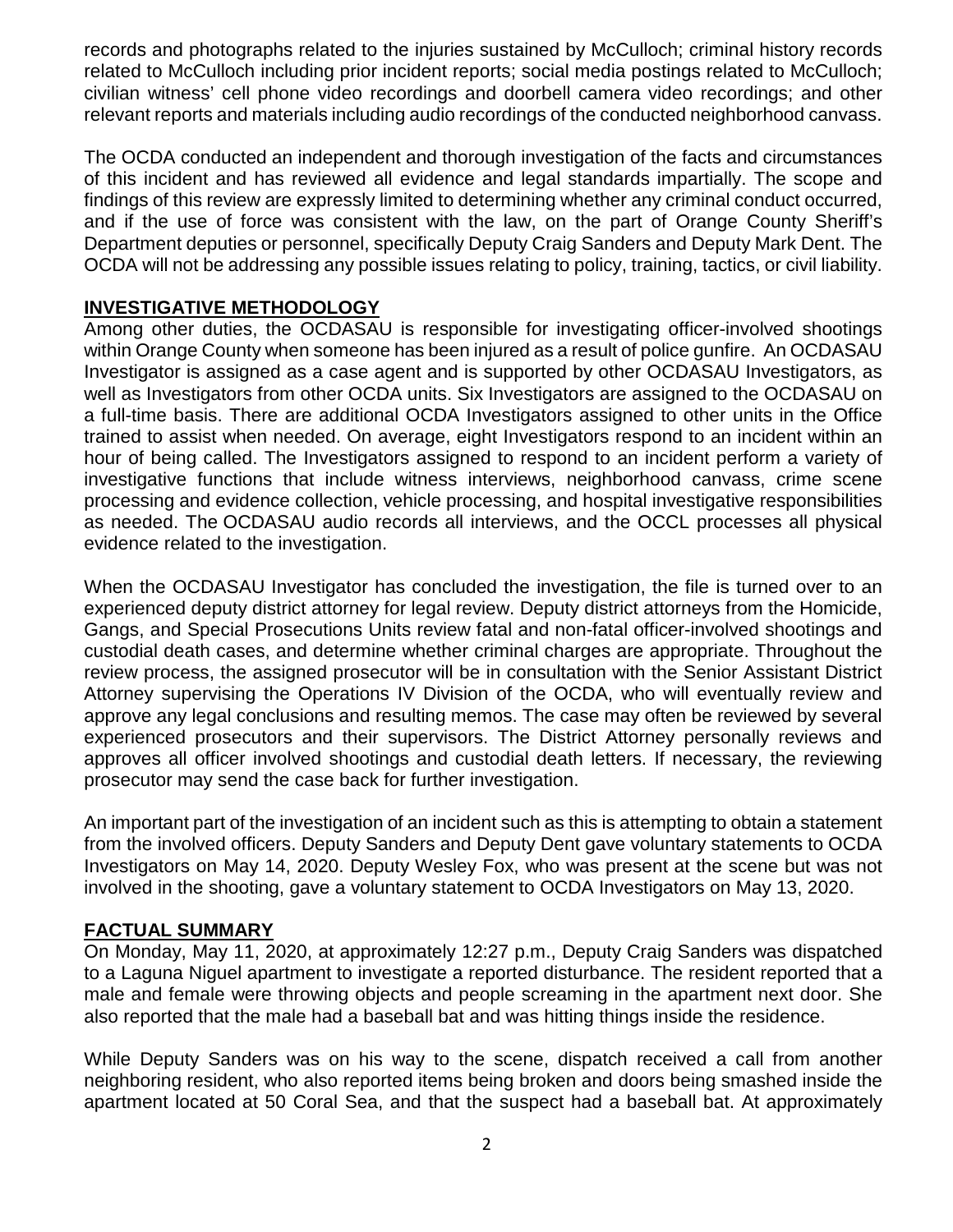records and photographs related to the injuries sustained by McCulloch; criminal history records related to McCulloch including prior incident reports; social media postings related to McCulloch; civilian witness' cell phone video recordings and doorbell camera video recordings; and other relevant reports and materials including audio recordings of the conducted neighborhood canvass.

The OCDA conducted an independent and thorough investigation of the facts and circumstances of this incident and has reviewed all evidence and legal standards impartially. The scope and findings of this review are expressly limited to determining whether any criminal conduct occurred, and if the use of force was consistent with the law, on the part of Orange County Sheriff's Department deputies or personnel, specifically Deputy Craig Sanders and Deputy Mark Dent. The OCDA will not be addressing any possible issues relating to policy, training, tactics, or civil liability.

## INVESTIGATIVE METHODOLOGY

Among other duties, the OCDASAU is responsible for investigating officer-involved shootings within Orange County when someone has been injured as a result of police gunfire. An OCDASAU Investigator is assigned as a case agent and is supported by other OCDASAU Investigators, as well as Investigators from other OCDA units. Six Investigators are assigned to the OCDASAU on a full-time basis. There are additional OCDA Investigators assigned to other units in the Office trained to assist when needed. On average, eight Investigators respond to an incident within an hour of being called. The Investigators assigned to respond to an incident perform a variety of investigative functions that include witness interviews, neighborhood canvass, crime scene processing and evidence collection, vehicle processing, and hospital investigative responsibilities as needed. The OCDASAU audio records all interviews, and the OCCL processes all physical evidence related to the investigation.

When the OCDASAU Investigator has concluded the investigation, the file is turned over to an experienced deputy district attorney for legal review. Deputy district attorneys from the Homicide, Gangs, and Special Prosecutions Units review fatal and non-fatal officer-involved shootings and custodial death cases, and determine whether criminal charges are appropriate. Throughout the review process, the assigned prosecutor will be in consultation with the Senior Assistant District Attorney supervising the Operations IV Division of the OCDA, who will eventually review and approve any legal conclusions and resulting memos. The case may often be reviewed by several experienced prosecutors and their supervisors. The District Attorney personally reviews and approves all officer involved shootings and custodial death letters. If necessary, the reviewing prosecutor may send the case back for further investigation.

An important part of the investigation of an incident such as this is attempting to obtain a statement from the involved officers. Deputy Sanders and Deputy Dent gave voluntary statements to OCDA Investigators on May 14, 2020. Deputy Wesley Fox, who was present at the scene but was not involved in the shooting, gave a voluntary statement to OCDA Investigators on May 13, 2020.

## FACTUAL SUMMARY

On Monday, May 11, 2020, at approximately 12:27 p.m., Deputy Craig Sanders was dispatched to a Laguna Niguel apartment to investigate a reported disturbance. The resident reported that a male and female were throwing objects and people screaming in the apartment next door. She also reported that the male had a baseball bat and was hitting things inside the residence.

While Deputy Sanders was on his way to the scene, dispatch received a call from another neighboring resident, who also reported items being broken and doors being smashed inside the apartment located at 50 Coral Sea, and that the suspect had a baseball bat. At approximately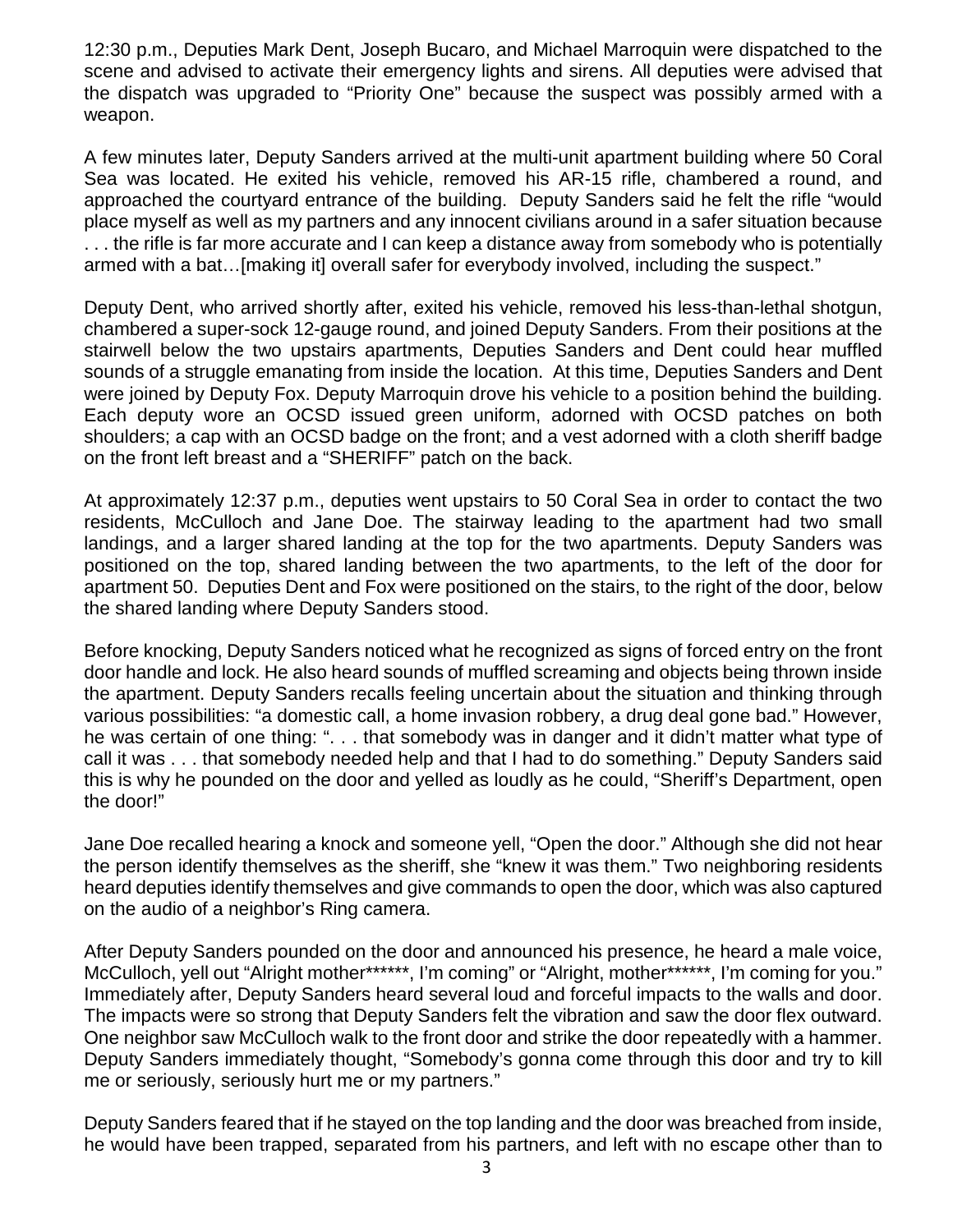12:30 p.m., Deputies Mark Dent, Joseph Bucaro, and Michael Marroquin were dispatched to the scene and advised to activate their emergency lights and sirens. All deputies were advised that the dispatch was upgraded to "Priority One" because the suspect was possibly armed with a weapon.

A few minutes later, Deputy Sanders arrived at the multi-unit apartment building where 50 Coral Sea was located. He exited his vehicle, removed his AR-15 rifle, chambered a round, and approached the courtyard entrance of the building. Deputy Sanders said he felt the rifle "would place myself as well as my partners and any innocent civilians around in a safer situation because . . . the rifle is far more accurate and I can keep a distance away from somebody who is potentially armed with a bat…[making it] overall safer for everybody involved, including the suspect."

Deputy Dent, who arrived shortly after, exited his vehicle, removed his less-than-lethal shotgun, chambered a super-sock 12-gauge round, and joined Deputy Sanders. From their positions at the stairwell below the two upstairs apartments, Deputies Sanders and Dent could hear muffled sounds of a struggle emanating from inside the location. At this time, Deputies Sanders and Dent were joined by Deputy Fox. Deputy Marroquin drove his vehicle to a position behind the building. Each deputy wore an OCSD issued green uniform, adorned with OCSD patches on both shoulders; a cap with an OCSD badge on the front; and a vest adorned with a cloth sheriff badge on the front left breast and a "SHERIFF" patch on the back.

At approximately 12:37 p.m., deputies went upstairs to 50 Coral Sea in order to contact the two residents, McCulloch and Jane Doe. The stairway leading to the apartment had two small landings, and a larger shared landing at the top for the two apartments. Deputy Sanders was positioned on the top, shared landing between the two apartments, to the left of the door for apartment 50. Deputies Dent and Fox were positioned on the stairs, to the right of the door, below the shared landing where Deputy Sanders stood.

Before knocking, Deputy Sanders noticed what he recognized as signs of forced entry on the front door handle and lock. He also heard sounds of muffled screaming and objects being thrown inside the apartment. Deputy Sanders recalls feeling uncertain about the situation and thinking through various possibilities: "a domestic call, a home invasion robbery, a drug deal gone bad." However, he was certain of one thing: ". . . that somebody was in danger and it didn't matter what type of call it was . . . that somebody needed help and that I had to do something." Deputy Sanders said this is why he pounded on the door and yelled as loudly as he could, "Sheriff's Department, open the door!"

Jane Doe recalled hearing a knock and someone yell, "Open the door." Although she did not hear the person identify themselves as the sheriff, she "knew it was them." Two neighboring residents heard deputies identify themselves and give commands to open the door, which was also captured on the audio of a neighbor's Ring camera.

After Deputy Sanders pounded on the door and announced his presence, he heard a male voice, McCulloch, yell out "Alright mother******, I'm coming" or "Alright, mother******, I'm coming for you." Immediately after, Deputy Sanders heard several loud and forceful impacts to the walls and door. The impacts were so strong that Deputy Sanders felt the vibration and saw the door flex outward. One neighbor saw McCulloch walk to the front door and strike the door repeatedly with a hammer. Deputy Sanders immediately thought, "Somebody's gonna come through this door and try to kill me or seriously, seriously hurt me or my partners."

Deputy Sanders feared that if he stayed on the top landing and the door was breached from inside, he would have been trapped, separated from his partners, and left with no escape other than to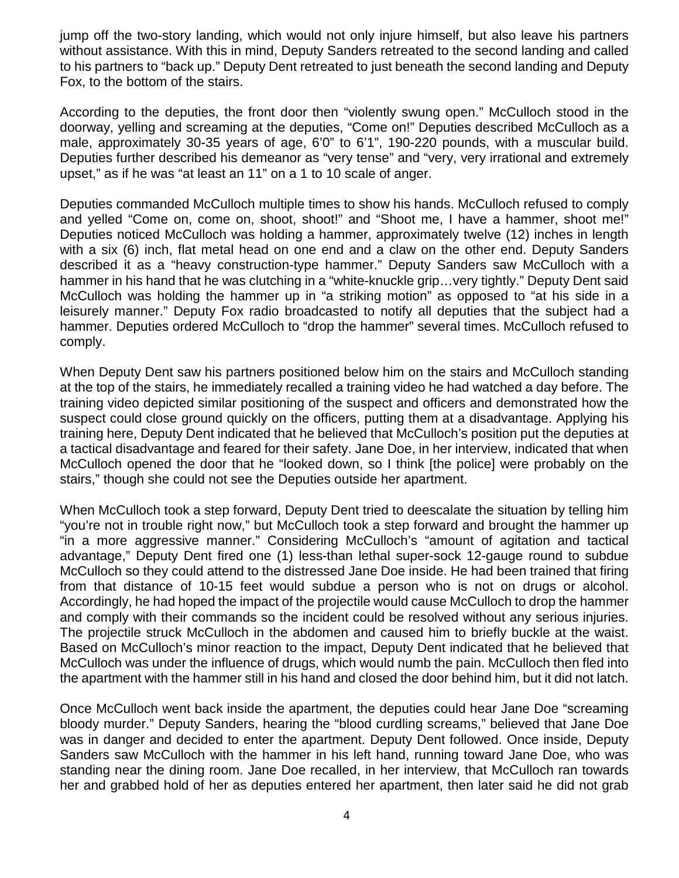jump off the two-story landing, which would not only injure himself, but also leave his partners without assistance. With this in mind, Deputy Sanders retreated to the second landing and called to his partners to “back up.” Deputy Dent retreated to just beneath the second landing and Deputy Fox, to the bottom of the stairs.

According to the deputies, the front door then “violently swung open.” McCulloch stood in the doorway, yelling and screaming at the deputies, “Come on!” Deputies described McCulloch as a male, approximately 30-35 years of age, 6’0” to 6’1”, 190-220 pounds, with a muscular build. Deputies further described his demeanor as “very tense” and “very, very irrational and extremely upset,” as if he was “at least an 11” on a 1 to 10 scale of anger.

Deputies commanded McCulloch multiple times to show his hands. McCulloch refused to comply and yelled “Come on, come on, shoot, shoot!” and “Shoot me, I have a hammer, shoot me!” Deputies noticed McCulloch was holding a hammer, approximately twelve (12) inches in length with a six (6) inch, flat metal head on one end and a claw on the other end. Deputy Sanders described it as a “heavy construction-type hammer.” Deputy Sanders saw McCulloch with a hammer in his hand that he was clutching in a “white-knuckle grip…very tightly.” Deputy Dent said McCulloch was holding the hammer up in “a striking motion” as opposed to “at his side in a leisurely manner.” Deputy Fox radio broadcasted to notify all deputies that the subject had a hammer. Deputies ordered McCulloch to “drop the hammer” several times. McCulloch refused to comply.

When Deputy Dent saw his partners positioned below him on the stairs and McCulloch standing at the top of the stairs, he immediately recalled a training video he had watched a day before. The training video depicted similar positioning of the suspect and officers and demonstrated how the suspect could close ground quickly on the officers, putting them at a disadvantage. Applying his training here, Deputy Dent indicated that he believed that McCulloch’s position put the deputies at a tactical disadvantage and feared for their safety. Jane Doe, in her interview, indicated that when McCulloch opened the door that he “looked down, so I think [the police] were probably on the stairs,” though she could not see the Deputies outside her apartment.

When McCulloch took a step forward, Deputy Dent tried to deescalate the situation by telling him “you’re not in trouble right now,” but McCulloch took a step forward and brought the hammer up “in a more aggressive manner.” Considering McCulloch’s “amount of agitation and tactical advantage,” Deputy Dent fired one (1) less-than lethal super-sock 12-gauge round to subdue McCulloch so they could attend to the distressed Jane Doe inside. He had been trained that firing from that distance of 10-15 feet would subdue a person who is not on drugs or alcohol. Accordingly, he had hoped the impact of the projectile would cause McCulloch to drop the hammer and comply with their commands so the incident could be resolved without any serious injuries. The projectile struck McCulloch in the abdomen and caused him to briefly buckle at the waist. Based on McCulloch’s minor reaction to the impact, Deputy Dent indicated that he believed that McCulloch was under the influence of drugs, which would numb the pain. McCulloch then fled into the apartment with the hammer still in his hand and closed the door behind him, but it did not latch.

Once McCulloch went back inside the apartment, the deputies could hear Jane Doe “screaming bloody murder.” Deputy Sanders, hearing the “blood curdling screams,” believed that Jane Doe was in danger and decided to enter the apartment. Deputy Dent followed. Once inside, Deputy Sanders saw McCulloch with the hammer in his left hand, running toward Jane Doe, who was standing near the dining room. Jane Doe recalled, in her interview, that McCulloch ran towards her and grabbed hold of her as deputies entered her apartment, then later said he did not grab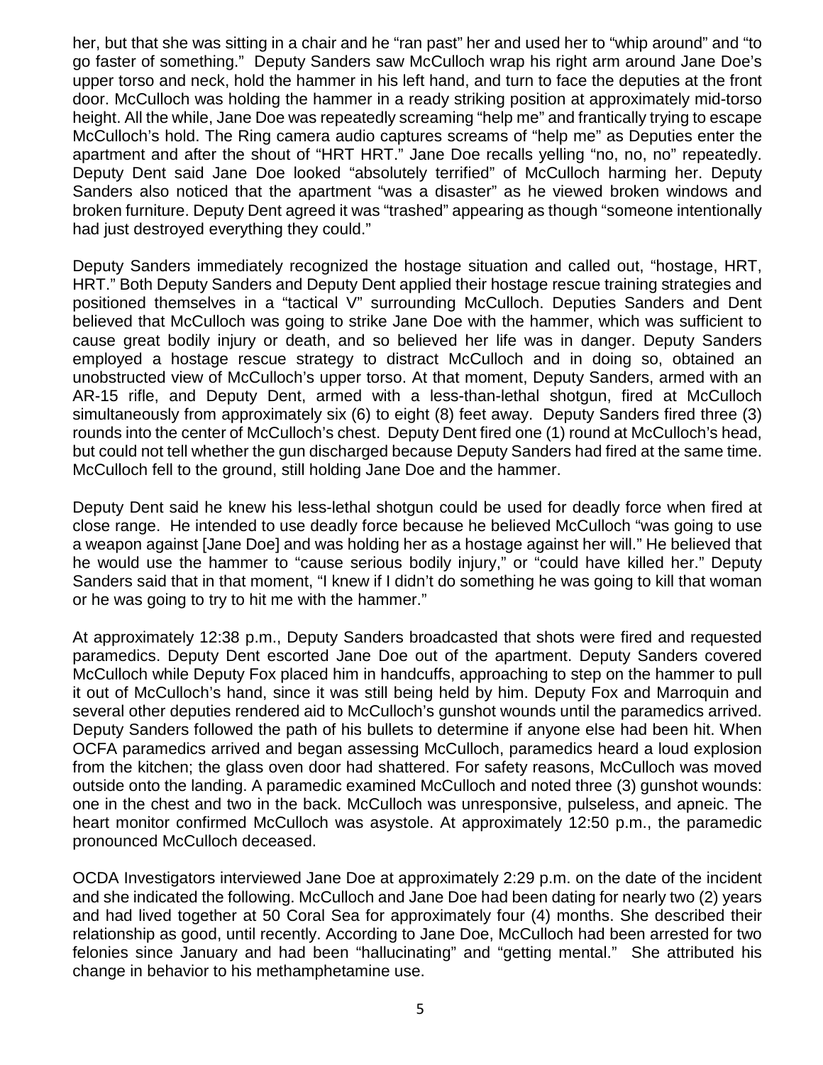her, but that she was sitting in a chair and he "ran past" her and used her to "whip around" and "to go faster of something." Deputy Sanders saw McCulloch wrap his right arm around Jane Doe's upper torso and neck, hold the hammer in his left hand, and turn to face the deputies at the front door. McCulloch was holding the hammer in a ready striking position at approximately mid-torso height. All the while, Jane Doe was repeatedly screaming "help me" and frantically trying to escape McCulloch's hold. The Ring camera audio captures screams of "help me" as Deputies enter the apartment and after the shout of "HRT HRT." Jane Doe recalls yelling "no, no, no" repeatedly. Deputy Dent said Jane Doe looked "absolutely terrified" of McCulloch harming her. Deputy Sanders also noticed that the apartment "was a disaster" as he viewed broken windows and broken furniture. Deputy Dent agreed it was "trashed" appearing as though "someone intentionally had just destroyed everything they could."

Deputy Sanders immediately recognized the hostage situation and called out, "hostage, HRT, HRT." Both Deputy Sanders and Deputy Dent applied their hostage rescue training strategies and positioned themselves in a "tactical V" surrounding McCulloch. Deputies Sanders and Dent believed that McCulloch was going to strike Jane Doe with the hammer, which was sufficient to cause great bodily injury or death, and so believed her life was in danger. Deputy Sanders employed a hostage rescue strategy to distract McCulloch and in doing so, obtained an unobstructed view of McCulloch's upper torso. At that moment, Deputy Sanders, armed with an AR-15 rifle, and Deputy Dent, armed with a less-than-lethal shotgun, fired at McCulloch simultaneously from approximately six (6) to eight (8) feet away. Deputy Sanders fired three (3) rounds into the center of McCulloch's chest. Deputy Dent fired one (1) round at McCulloch's head, but could not tell whether the gun discharged because Deputy Sanders had fired at the same time. McCulloch fell to the ground, still holding Jane Doe and the hammer.

Deputy Dent said he knew his less-lethal shotgun could be used for deadly force when fired at close range. He intended to use deadly force because he believed McCulloch "was going to use a weapon against [Jane Doe] and was holding her as a hostage against her will." He believed that he would use the hammer to "cause serious bodily injury," or "could have killed her." Deputy Sanders said that in that moment, "I knew if I didn't do something he was going to kill that woman or he was going to try to hit me with the hammer."

At approximately 12:38 p.m., Deputy Sanders broadcasted that shots were fired and requested paramedics. Deputy Dent escorted Jane Doe out of the apartment. Deputy Sanders covered McCulloch while Deputy Fox placed him in handcuffs, approaching to step on the hammer to pull it out of McCulloch's hand, since it was still being held by him. Deputy Fox and Marroquin and several other deputies rendered aid to McCulloch's gunshot wounds until the paramedics arrived. Deputy Sanders followed the path of his bullets to determine if anyone else had been hit. When OCFA paramedics arrived and began assessing McCulloch, paramedics heard a loud explosion from the kitchen; the glass oven door had shattered. For safety reasons, McCulloch was moved outside onto the landing. A paramedic examined McCulloch and noted three (3) gunshot wounds: one in the chest and two in the back. McCulloch was unresponsive, pulseless, and apneic. The heart monitor confirmed McCulloch was asystole. At approximately 12:50 p.m., the paramedic pronounced McCulloch deceased.

OCDA Investigators interviewed Jane Doe at approximately 2:29 p.m. on the date of the incident and she indicated the following. McCulloch and Jane Doe had been dating for nearly two (2) years and had lived together at 50 Coral Sea for approximately four (4) months. She described their relationship as good, until recently. According to Jane Doe, McCulloch had been arrested for two felonies since January and had been "hallucinating" and "getting mental." She attributed his change in behavior to his methamphetamine use.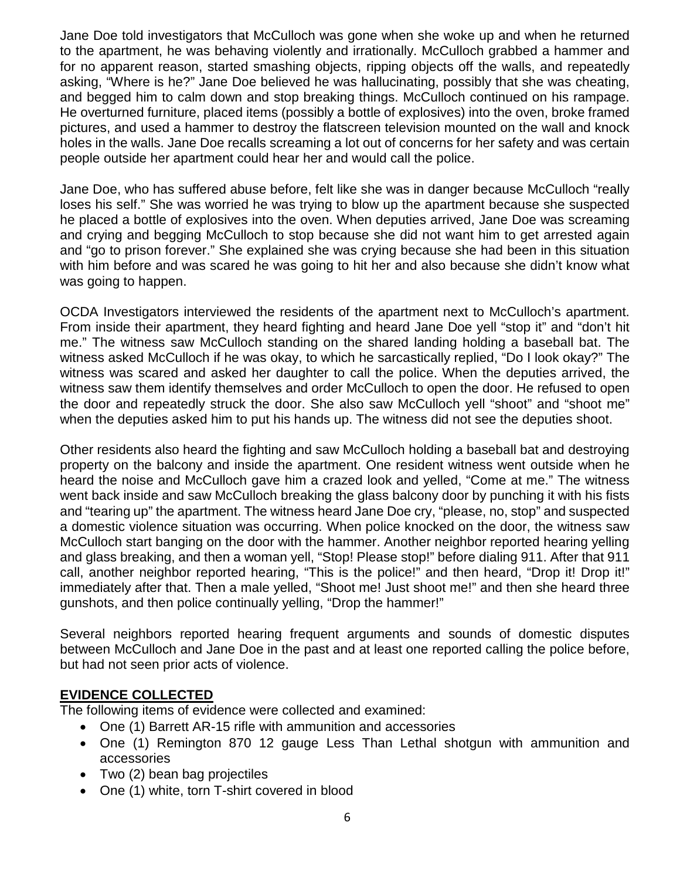Jane Doe told investigators that McCulloch was gone when she woke up and when he returned to the apartment, he was behaving violently and irrationally. McCulloch grabbed a hammer and for no apparent reason, started smashing objects, ripping objects off the walls, and repeatedly asking, "Where is he?" Jane Doe believed he was hallucinating, possibly that she was cheating, and begged him to calm down and stop breaking things. McCulloch continued on his rampage. He overturned furniture, placed items (possibly a bottle of explosives) into the oven, broke framed pictures, and used a hammer to destroy the flatscreen television mounted on the wall and knock holes in the walls. Jane Doe recalls screaming a lot out of concerns for her safety and was certain people outside her apartment could hear her and would call the police.

Jane Doe, who has suffered abuse before, felt like she was in danger because McCulloch "really loses his self." She was worried he was trying to blow up the apartment because she suspected he placed a bottle of explosives into the oven. When deputies arrived, Jane Doe was screaming and crying and begging McCulloch to stop because she did not want him to get arrested again and "go to prison forever." She explained she was crying because she had been in this situation with him before and was scared he was going to hit her and also because she didn't know what was going to happen.

OCDA Investigators interviewed the residents of the apartment next to McCulloch's apartment. From inside their apartment, they heard fighting and heard Jane Doe yell "stop it" and "don't hit me." The witness saw McCulloch standing on the shared landing holding a baseball bat. The witness asked McCulloch if he was okay, to which he sarcastically replied, "Do I look okay?" The witness was scared and asked her daughter to call the police. When the deputies arrived, the witness saw them identify themselves and order McCulloch to open the door. He refused to open the door and repeatedly struck the door. She also saw McCulloch yell "shoot" and "shoot me" when the deputies asked him to put his hands up. The witness did not see the deputies shoot.

Other residents also heard the fighting and saw McCulloch holding a baseball bat and destroying property on the balcony and inside the apartment. One resident witness went outside when he heard the noise and McCulloch gave him a crazed look and yelled, "Come at me." The witness went back inside and saw McCulloch breaking the glass balcony door by punching it with his fists and "tearing up" the apartment. The witness heard Jane Doe cry, "please, no, stop" and suspected a domestic violence situation was occurring. When police knocked on the door, the witness saw McCulloch start banging on the door with the hammer. Another neighbor reported hearing yelling and glass breaking, and then a woman yell, "Stop! Please stop!" before dialing 911. After that 911 call, another neighbor reported hearing, "This is the police!" and then heard, "Drop it! Drop it!" immediately after that. Then a male yelled, "Shoot me! Just shoot me!" and then she heard three gunshots, and then police continually yelling, "Drop the hammer!"

Several neighbors reported hearing frequent arguments and sounds of domestic disputes between McCulloch and Jane Doe in the past and at least one reported calling the police before, but had not seen prior acts of violence.

## EVIDENCE COLLECTED

The following items of evidence were collected and examined:

- One (1) Barrett AR-15 rifle with ammunition and accessories
- One (1) Remington 870 12 gauge Less Than Lethal shotgun with ammunition and accessories
- Two (2) bean bag projectiles
- One (1) white, torn T-shirt covered in blood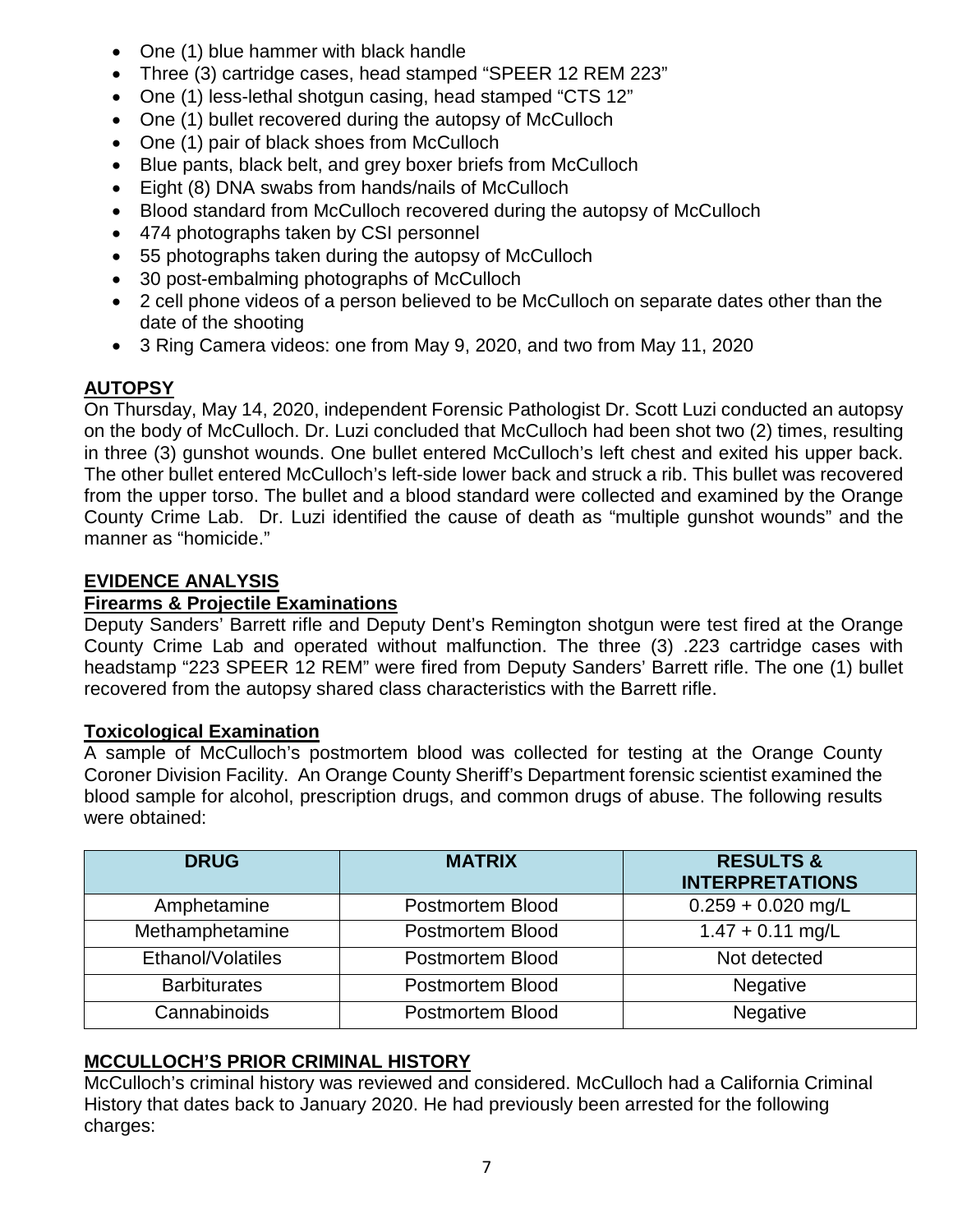- One (1) blue hammer with black handle
- Three (3) cartridge cases, head stamped "SPEER 12 REM 223"
- One (1) less-lethal shotgun casing, head stamped "CTS 12"
- One (1) bullet recovered during the autopsy of McCulloch
- One (1) pair of black shoes from McCulloch
- Blue pants, black belt, and grey boxer briefs from McCulloch
- Eight (8) DNA swabs from hands/nails of McCulloch
- Blood standard from McCulloch recovered during the autopsy of McCulloch
- 474 photographs taken by CSI personnel
- 55 photographs taken during the autopsy of McCulloch
- 30 post-embalming photographs of McCulloch
- 2 cell phone videos of a person believed to be McCulloch on separate dates other than the date of the shooting
- 3 Ring Camera videos: one from May 9, 2020, and two from May 11, 2020

## AUTOPSY

On Thursday, May 14, 2020, independent Forensic Pathologist Dr. Scott Luzi conducted an autopsy on the body of McCulloch. Dr. Luzi concluded that McCulloch had been shot two (2) times, resulting in three (3) gunshot wounds. One bullet entered McCulloch's left chest and exited his upper back. The other bullet entered McCulloch's left-side lower back and struck a rib. This bullet was recovered from the upper torso. The bullet and a blood standard were collected and examined by the Orange County Crime Lab. Dr. Luzi identified the cause of death as "multiple gunshot wounds" and the manner as "homicide."

## EVIDENCE ANALYSIS

### Firearms & Projectile Examinations

Deputy Sanders' Barrett rifle and Deputy Dent's Remington shotgun were test fired at the Orange County Crime Lab and operated without malfunction. The three (3) .223 cartridge cases with headstamp "223 SPEER 12 REM" were fired from Deputy Sanders' Barrett rifle. The one (1) bullet recovered from the autopsy shared class characteristics with the Barrett rifle.

### Toxicological Examination

A sample of McCulloch's postmortem blood was collected for testing at the Orange County Coroner Division Facility. An Orange County Sheriff's Department forensic scientist examined the blood sample for alcohol, prescription drugs, and common drugs of abuse. The following results were obtained:

| DRUG | MATRIX | RESULTS & INTERPRETATIONS |
|---|---|---|
| Amphetamine | Postmortem Blood | 0.259 + 0.020 mg/L |
| Methamphetamine | Postmortem Blood | 1.47 + 0.11 mg/L |
| Ethanol/Volatiles | Postmortem Blood | Not detected |
| Barbiturates | Postmortem Blood | Negative |
| Cannabinoids | Postmortem Blood | Negative |

## MCCULLOCH'S PRIOR CRIMINAL HISTORY

McCulloch's criminal history was reviewed and considered. McCulloch had a California Criminal History that dates back to January 2020. He had previously been arrested for the following charges: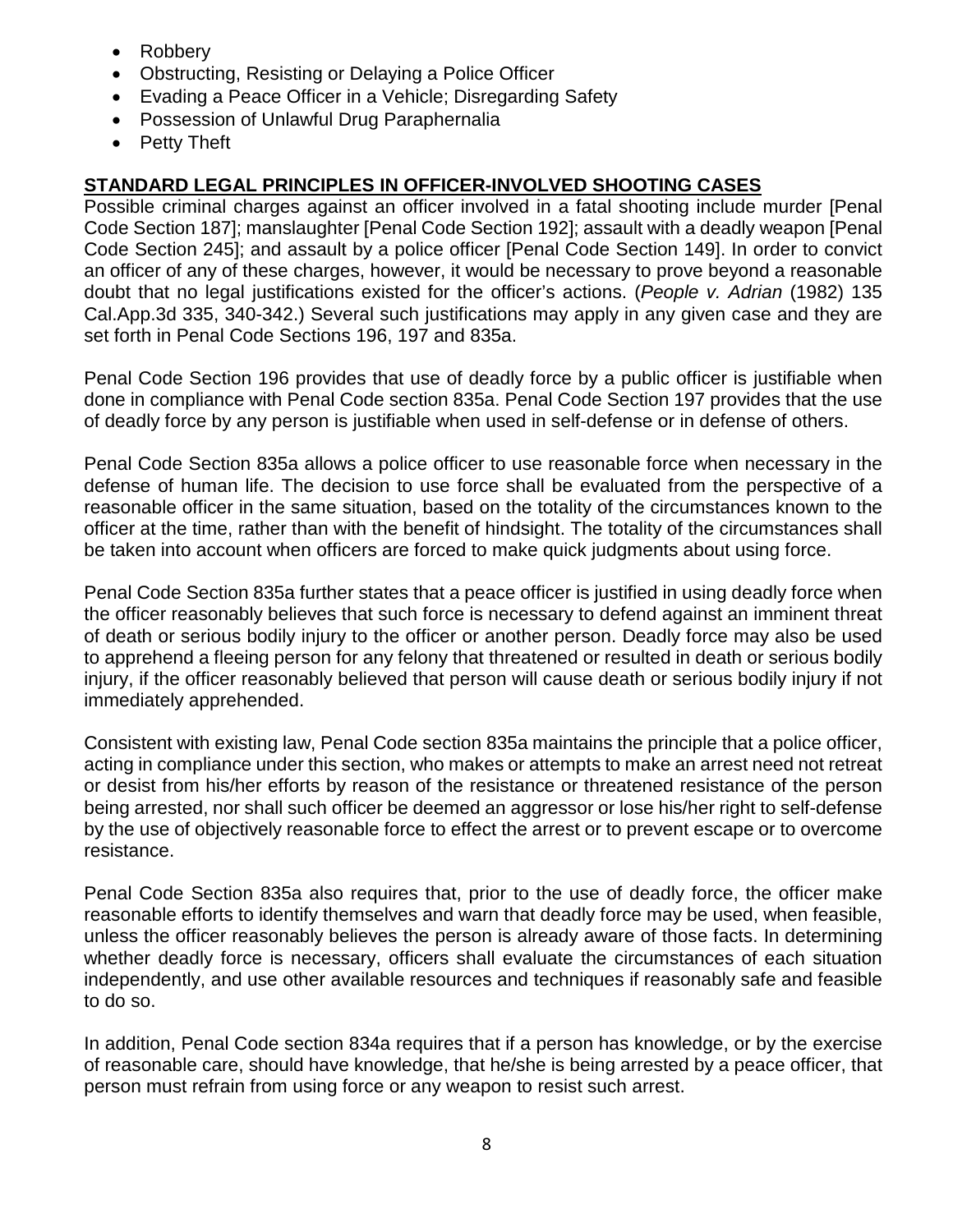- Robbery
- Obstructing, Resisting or Delaying a Police Officer
- Evading a Peace Officer in a Vehicle; Disregarding Safety
- Possession of Unlawful Drug Paraphernalia
- Petty Theft

## STANDARD LEGAL PRINCIPLES IN OFFICER-INVOLVED SHOOTING CASES

Possible criminal charges against an officer involved in a fatal shooting include murder [Penal Code Section 187]; manslaughter [Penal Code Section 192]; assault with a deadly weapon [Penal Code Section 245]; and assault by a police officer [Penal Code Section 149]. In order to convict an officer of any of these charges, however, it would be necessary to prove beyond a reasonable doubt that no legal justifications existed for the officer's actions. (*People v. Adrian* (1982) 135 Cal.App.3d 335, 340-342.) Several such justifications may apply in any given case and they are set forth in Penal Code Sections 196, 197 and 835a.

Penal Code Section 196 provides that use of deadly force by a public officer is justifiable when done in compliance with Penal Code section 835a. Penal Code Section 197 provides that the use of deadly force by any person is justifiable when used in self-defense or in defense of others.

Penal Code Section 835a allows a police officer to use reasonable force when necessary in the defense of human life. The decision to use force shall be evaluated from the perspective of a reasonable officer in the same situation, based on the totality of the circumstances known to the officer at the time, rather than with the benefit of hindsight. The totality of the circumstances shall be taken into account when officers are forced to make quick judgments about using force.

Penal Code Section 835a further states that a peace officer is justified in using deadly force when the officer reasonably believes that such force is necessary to defend against an imminent threat of death or serious bodily injury to the officer or another person. Deadly force may also be used to apprehend a fleeing person for any felony that threatened or resulted in death or serious bodily injury, if the officer reasonably believed that person will cause death or serious bodily injury if not immediately apprehended.

Consistent with existing law, Penal Code section 835a maintains the principle that a police officer, acting in compliance under this section, who makes or attempts to make an arrest need not retreat or desist from his/her efforts by reason of the resistance or threatened resistance of the person being arrested, nor shall such officer be deemed an aggressor or lose his/her right to self-defense by the use of objectively reasonable force to effect the arrest or to prevent escape or to overcome resistance.

Penal Code Section 835a also requires that, prior to the use of deadly force, the officer make reasonable efforts to identify themselves and warn that deadly force may be used, when feasible, unless the officer reasonably believes the person is already aware of those facts. In determining whether deadly force is necessary, officers shall evaluate the circumstances of each situation independently, and use other available resources and techniques if reasonably safe and feasible to do so.

In addition, Penal Code section 834a requires that if a person has knowledge, or by the exercise of reasonable care, should have knowledge, that he/she is being arrested by a peace officer, that person must refrain from using force or any weapon to resist such arrest.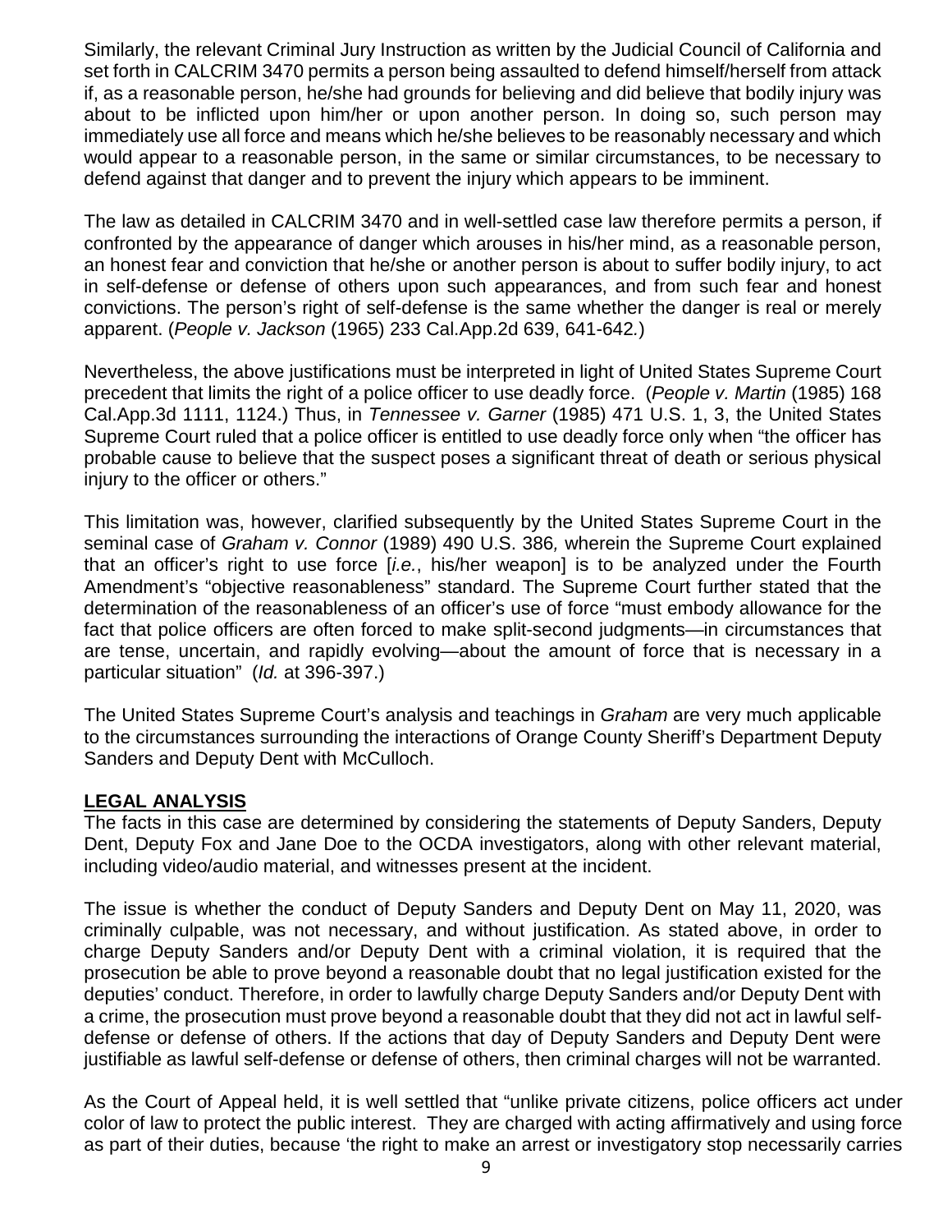Similarly, the relevant Criminal Jury Instruction as written by the Judicial Council of California and set forth in CALCRIM 3470 permits a person being assaulted to defend himself/herself from attack if, as a reasonable person, he/she had grounds for believing and did believe that bodily injury was about to be inflicted upon him/her or upon another person. In doing so, such person may immediately use all force and means which he/she believes to be reasonably necessary and which would appear to a reasonable person, in the same or similar circumstances, to be necessary to defend against that danger and to prevent the injury which appears to be imminent.

The law as detailed in CALCRIM 3470 and in well-settled case law therefore permits a person, if confronted by the appearance of danger which arouses in his/her mind, as a reasonable person, an honest fear and conviction that he/she or another person is about to suffer bodily injury, to act in self-defense or defense of others upon such appearances, and from such fear and honest convictions. The person's right of self-defense is the same whether the danger is real or merely apparent. (*People v. Jackson* (1965) 233 Cal.App.2d 639, 641-642.)

Nevertheless, the above justifications must be interpreted in light of United States Supreme Court precedent that limits the right of a police officer to use deadly force. (*People v. Martin* (1985) 168 Cal.App.3d 1111, 1124.) Thus, in *Tennessee v. Garner* (1985) 471 U.S. 1, 3, the United States Supreme Court ruled that a police officer is entitled to use deadly force only when "the officer has probable cause to believe that the suspect poses a significant threat of death or serious physical injury to the officer or others."

This limitation was, however, clarified subsequently by the United States Supreme Court in the seminal case of *Graham v. Connor* (1989) 490 U.S. 386*,* wherein the Supreme Court explained that an officer's right to use force [*i.e.*, his/her weapon] is to be analyzed under the Fourth Amendment's "objective reasonableness" standard. The Supreme Court further stated that the determination of the reasonableness of an officer's use of force "must embody allowance for the fact that police officers are often forced to make split-second judgments—in circumstances that are tense, uncertain, and rapidly evolving—about the amount of force that is necessary in a particular situation" (*Id.* at 396-397.)

The United States Supreme Court's analysis and teachings in *Graham* are very much applicable to the circumstances surrounding the interactions of Orange County Sheriff's Department Deputy Sanders and Deputy Dent with McCulloch.

## LEGAL ANALYSIS

The facts in this case are determined by considering the statements of Deputy Sanders, Deputy Dent, Deputy Fox and Jane Doe to the OCDA investigators, along with other relevant material, including video/audio material, and witnesses present at the incident.

The issue is whether the conduct of Deputy Sanders and Deputy Dent on May 11, 2020, was criminally culpable, was not necessary, and without justification. As stated above, in order to charge Deputy Sanders and/or Deputy Dent with a criminal violation, it is required that the prosecution be able to prove beyond a reasonable doubt that no legal justification existed for the deputies' conduct. Therefore, in order to lawfully charge Deputy Sanders and/or Deputy Dent with a crime, the prosecution must prove beyond a reasonable doubt that they did not act in lawful self-defense or defense of others. If the actions that day of Deputy Sanders and Deputy Dent were justifiable as lawful self-defense or defense of others, then criminal charges will not be warranted.

As the Court of Appeal held, it is well settled that "unlike private citizens, police officers act under color of law to protect the public interest. They are charged with acting affirmatively and using force as part of their duties, because 'the right to make an arrest or investigatory stop necessarily carries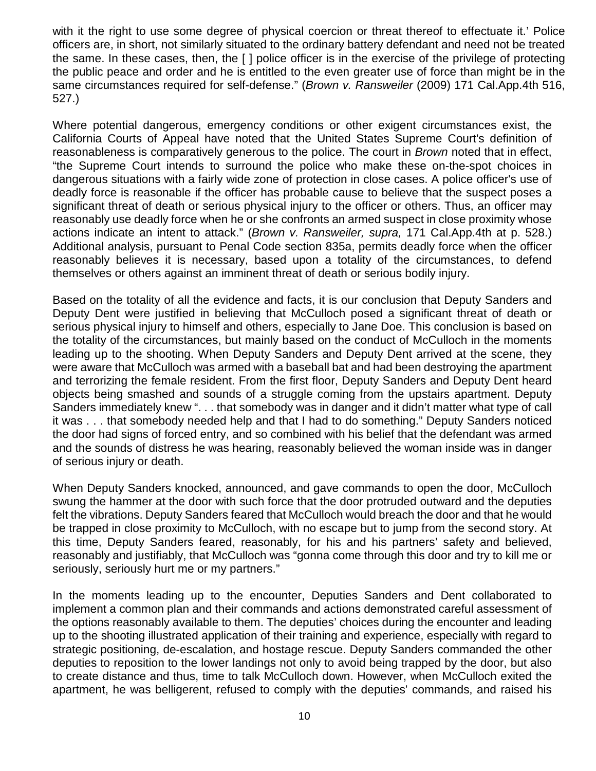with it the right to use some degree of physical coercion or threat thereof to effectuate it.' Police officers are, in short, not similarly situated to the ordinary battery defendant and need not be treated the same. In these cases, then, the [ ] police officer is in the exercise of the privilege of protecting the public peace and order and he is entitled to the even greater use of force than might be in the same circumstances required for self-defense." (*Brown v. Ransweiler* (2009) 171 Cal.App.4th 516, 527.)

Where potential dangerous, emergency conditions or other exigent circumstances exist, the California Courts of Appeal have noted that the United States Supreme Court's definition of reasonableness is comparatively generous to the police. The court in *Brown* noted that in effect, "the Supreme Court intends to surround the police who make these on-the-spot choices in dangerous situations with a fairly wide zone of protection in close cases. A police officer's use of deadly force is reasonable if the officer has probable cause to believe that the suspect poses a significant threat of death or serious physical injury to the officer or others. Thus, an officer may reasonably use deadly force when he or she confronts an armed suspect in close proximity whose actions indicate an intent to attack." (*Brown v. Ransweiler, supra,* 171 Cal.App.4th at p. 528.) Additional analysis, pursuant to Penal Code section 835a, permits deadly force when the officer reasonably believes it is necessary, based upon a totality of the circumstances, to defend themselves or others against an imminent threat of death or serious bodily injury.

Based on the totality of all the evidence and facts, it is our conclusion that Deputy Sanders and Deputy Dent were justified in believing that McCulloch posed a significant threat of death or serious physical injury to himself and others, especially to Jane Doe. This conclusion is based on the totality of the circumstances, but mainly based on the conduct of McCulloch in the moments leading up to the shooting. When Deputy Sanders and Deputy Dent arrived at the scene, they were aware that McCulloch was armed with a baseball bat and had been destroying the apartment and terrorizing the female resident. From the first floor, Deputy Sanders and Deputy Dent heard objects being smashed and sounds of a struggle coming from the upstairs apartment. Deputy Sanders immediately knew ". . . that somebody was in danger and it didn't matter what type of call it was . . . that somebody needed help and that I had to do something." Deputy Sanders noticed the door had signs of forced entry, and so combined with his belief that the defendant was armed and the sounds of distress he was hearing, reasonably believed the woman inside was in danger of serious injury or death.

When Deputy Sanders knocked, announced, and gave commands to open the door, McCulloch swung the hammer at the door with such force that the door protruded outward and the deputies felt the vibrations. Deputy Sanders feared that McCulloch would breach the door and that he would be trapped in close proximity to McCulloch, with no escape but to jump from the second story. At this time, Deputy Sanders feared, reasonably, for his and his partners' safety and believed, reasonably and justifiably, that McCulloch was "gonna come through this door and try to kill me or seriously, seriously hurt me or my partners."

In the moments leading up to the encounter, Deputies Sanders and Dent collaborated to implement a common plan and their commands and actions demonstrated careful assessment of the options reasonably available to them. The deputies' choices during the encounter and leading up to the shooting illustrated application of their training and experience, especially with regard to strategic positioning, de-escalation, and hostage rescue. Deputy Sanders commanded the other deputies to reposition to the lower landings not only to avoid being trapped by the door, but also to create distance and thus, time to talk McCulloch down. However, when McCulloch exited the apartment, he was belligerent, refused to comply with the deputies' commands, and raised his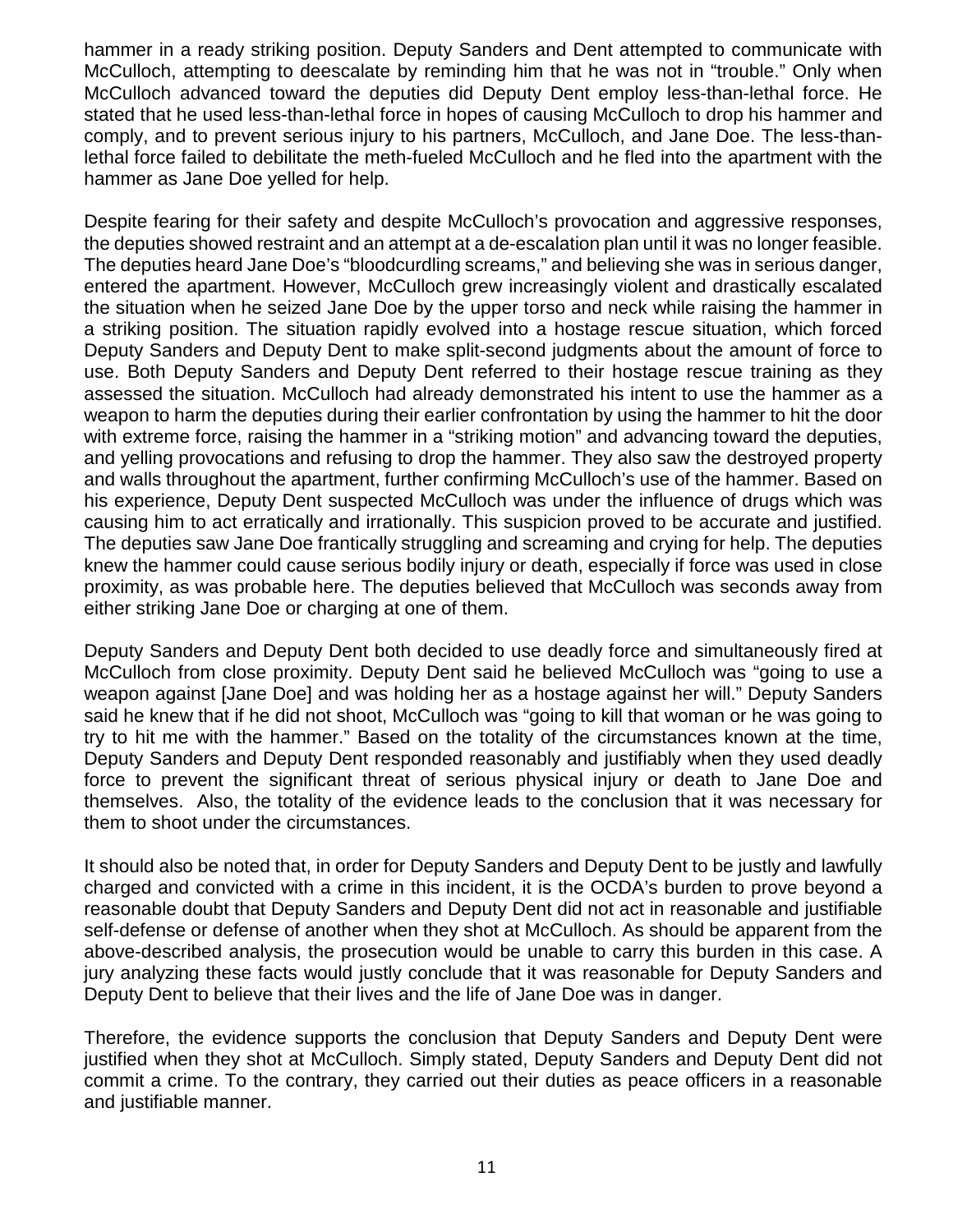hammer in a ready striking position. Deputy Sanders and Dent attempted to communicate with McCulloch, attempting to deescalate by reminding him that he was not in "trouble." Only when McCulloch advanced toward the deputies did Deputy Dent employ less-than-lethal force. He stated that he used less-than-lethal force in hopes of causing McCulloch to drop his hammer and comply, and to prevent serious injury to his partners, McCulloch, and Jane Doe. The less-than-lethal force failed to debilitate the meth-fueled McCulloch and he fled into the apartment with the hammer as Jane Doe yelled for help.

Despite fearing for their safety and despite McCulloch's provocation and aggressive responses, the deputies showed restraint and an attempt at a de-escalation plan until it was no longer feasible. The deputies heard Jane Doe's "bloodcurdling screams," and believing she was in serious danger, entered the apartment. However, McCulloch grew increasingly violent and drastically escalated the situation when he seized Jane Doe by the upper torso and neck while raising the hammer in a striking position. The situation rapidly evolved into a hostage rescue situation, which forced Deputy Sanders and Deputy Dent to make split-second judgments about the amount of force to use. Both Deputy Sanders and Deputy Dent referred to their hostage rescue training as they assessed the situation. McCulloch had already demonstrated his intent to use the hammer as a weapon to harm the deputies during their earlier confrontation by using the hammer to hit the door with extreme force, raising the hammer in a "striking motion" and advancing toward the deputies, and yelling provocations and refusing to drop the hammer. They also saw the destroyed property and walls throughout the apartment, further confirming McCulloch's use of the hammer. Based on his experience, Deputy Dent suspected McCulloch was under the influence of drugs which was causing him to act erratically and irrationally. This suspicion proved to be accurate and justified. The deputies saw Jane Doe frantically struggling and screaming and crying for help. The deputies knew the hammer could cause serious bodily injury or death, especially if force was used in close proximity, as was probable here. The deputies believed that McCulloch was seconds away from either striking Jane Doe or charging at one of them.

Deputy Sanders and Deputy Dent both decided to use deadly force and simultaneously fired at McCulloch from close proximity. Deputy Dent said he believed McCulloch was "going to use a weapon against [Jane Doe] and was holding her as a hostage against her will." Deputy Sanders said he knew that if he did not shoot, McCulloch was "going to kill that woman or he was going to try to hit me with the hammer." Based on the totality of the circumstances known at the time, Deputy Sanders and Deputy Dent responded reasonably and justifiably when they used deadly force to prevent the significant threat of serious physical injury or death to Jane Doe and themselves. Also, the totality of the evidence leads to the conclusion that it was necessary for them to shoot under the circumstances.

It should also be noted that, in order for Deputy Sanders and Deputy Dent to be justly and lawfully charged and convicted with a crime in this incident, it is the OCDA's burden to prove beyond a reasonable doubt that Deputy Sanders and Deputy Dent did not act in reasonable and justifiable self-defense or defense of another when they shot at McCulloch. As should be apparent from the above-described analysis, the prosecution would be unable to carry this burden in this case. A jury analyzing these facts would justly conclude that it was reasonable for Deputy Sanders and Deputy Dent to believe that their lives and the life of Jane Doe was in danger.

Therefore, the evidence supports the conclusion that Deputy Sanders and Deputy Dent were justified when they shot at McCulloch. Simply stated, Deputy Sanders and Deputy Dent did not commit a crime. To the contrary, they carried out their duties as peace officers in a reasonable and justifiable manner.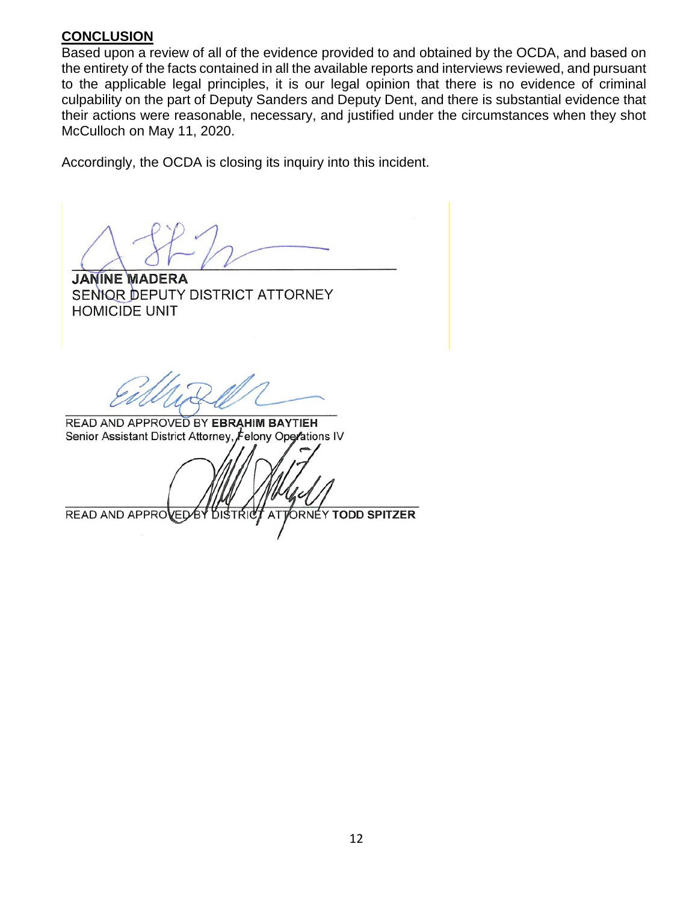## CONCLUSION

Based upon a review of all of the evidence provided to and obtained by the OCDA, and based on the entirety of the facts contained in all the available reports and interviews reviewed, and pursuant to the applicable legal principles, it is our legal opinion that there is no evidence of criminal culpability on the part of Deputy Sanders and Deputy Dent, and there is substantial evidence that their actions were reasonable, necessary, and justified under the circumstances when they shot McCulloch on May 11, 2020.

Accordingly, the OCDA is closing its inquiry into this incident.

**JANINE MADERA**
SENIOR DEPUTY DISTRICT ATTORNEY
HOMICIDE UNIT

READ AND APPROVED BY **EBRAHIM BAYTIEH**
Senior Assistant District Attorney, Felony Operations IV

READ AND APPROVED BY DISTRICT ATTORNEY **TODD SPITZER**